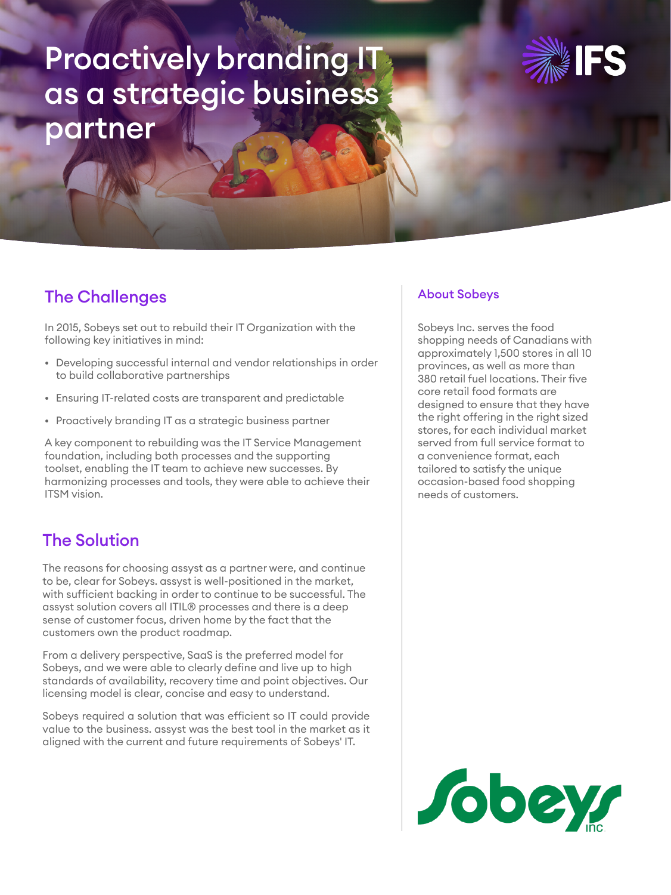# Proactively branding IT as a strategic business partner

## The Challenges

In 2015, Sobeys set out to rebuild their IT Organization with the following key initiatives in mind:

- Developing successful internal and vendor relationships in order to build collaborative partnerships
- Ensuring IT-related costs are transparent and predictable
- Proactively branding IT as a strategic business partner

A key component to rebuilding was the IT Service Management foundation, including both processes and the supporting toolset, enabling the IT team to achieve new successes. By harmonizing processes and tools, they were able to achieve their ITSM vision.

## The Solution

The reasons for choosing assyst as a partner were, and continue to be, clear for Sobeys. assyst is well-positioned in the market, with sufficient backing in order to continue to be successful. The assyst solution covers all ITIL® processes and there is a deep sense of customer focus, driven home by the fact that the customers own the product roadmap.

From a delivery perspective, SaaS is the preferred model for Sobeys, and we were able to clearly define and live up to high standards of availability, recovery time and point objectives. Our licensing model is clear, concise and easy to understand.

Sobeys required a solution that was efficient so IT could provide value to the business. assyst was the best tool in the market as it aligned with the current and future requirements of Sobeys' IT.

### About Sobeys

Sobeys Inc. serves the food shopping needs of Canadians with approximately 1,500 stores in all 10 provinces, as well as more than 380 retail fuel locations. Their five core retail food formats are designed to ensure that they have the right offering in the right sized stores, for each individual market served from full service format to a convenience format, each tailored to satisfy the unique occasion-based food shopping needs of customers.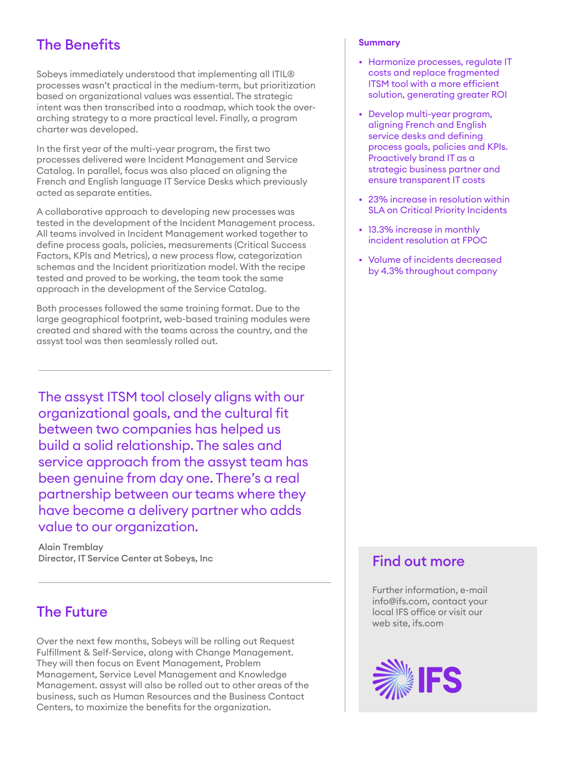## The Benefits

Sobeys immediately understood that implementing all ITIL® processes wasn't practical in the medium-term, but prioritization based on organizational values was essential. The strategic intent was then transcribed into a roadmap, which took the over-arching strategy to a more practical level. Finally, a program charter was developed.

In the first year of the multi-year program, the first two processes delivered were Incident Management and Service Catalog. In parallel, focus was also placed on aligning the French and English language IT Service Desks which previously acted as separate entities.

A collaborative approach to developing new processes was tested in the development of the Incident Management process. All teams involved in Incident Management worked together to define process goals, policies, measurements (Critical Success Factors, KPIs and Metrics), a new process flow, categorization schemas and the Incident prioritization model. With the recipe tested and proved to be working, the team took the same approach in the development of the Service Catalog.

Both processes followed the same training format. Due to the large geographical footprint, web-based training modules were created and shared with the teams across the country, and the assyst tool was then seamlessly rolled out.

> The assyst ITSM tool closely aligns with our organizational goals, and the cultural fit between two companies has helped us build a solid relationship. The sales and service approach from the assyst team has been genuine from day one. There's a real partnership between our teams where they have become a delivery partner who adds value to our organization.

**Alain Tremblay**
**Director, IT Service Center at Sobeys, Inc**

## The Future

Over the next few months, Sobeys will be rolling out Request Fulfillment & Self-Service, along with Change Management. They will then focus on Event Management, Problem Management, Service Level Management and Knowledge Management. assyst will also be rolled out to other areas of the business, such as Human Resources and the Business Contact Centers, to maximize the benefits for the organization.

### Summary

- Harmonize processes, regulate IT costs and replace fragmented ITSM tool with a more efficient solution, generating greater ROI
- Develop multi-year program, aligning French and English service desks and defining process goals, policies and KPIs. Proactively brand IT as a strategic business partner and ensure transparent IT costs
- 23% increase in resolution within SLA on Critical Priority Incidents
- 13.3% increase in monthly incident resolution at FPOC
- Volume of incidents decreased by 4.3% throughout company

## Find out more

Further information, e-mail info@ifs.com, contact your local IFS office or visit our web site, ifs.com

IFS